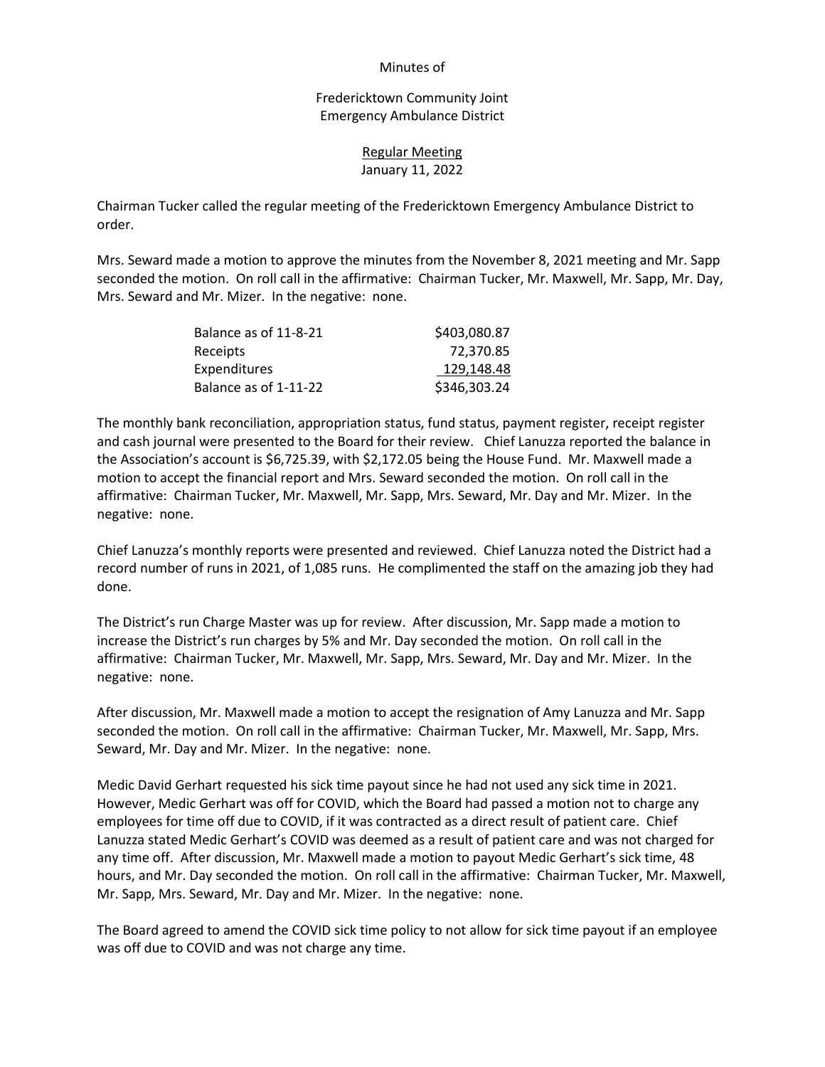Minutes of

Fredericktown Community Joint
Emergency Ambulance District

Regular Meeting
January 11, 2022

Chairman Tucker called the regular meeting of the Fredericktown Emergency Ambulance District to order.

Mrs. Seward made a motion to approve the minutes from the November 8, 2021 meeting and Mr. Sapp seconded the motion. On roll call in the affirmative: Chairman Tucker, Mr. Maxwell, Mr. Sapp, Mr. Day, Mrs. Seward and Mr. Mizer. In the negative: none.

| | |
|---|---|
| Balance as of 11-8-21 | $403,080.87 |
| Receipts | 72,370.85 |
| Expenditures | 129,148.48 |
| Balance as of 1-11-22 | $346,303.24 |

The monthly bank reconciliation, appropriation status, fund status, payment register, receipt register and cash journal were presented to the Board for their review. Chief Lanuzza reported the balance in the Association's account is $6,725.39, with $2,172.05 being the House Fund. Mr. Maxwell made a motion to accept the financial report and Mrs. Seward seconded the motion. On roll call in the affirmative: Chairman Tucker, Mr. Maxwell, Mr. Sapp, Mrs. Seward, Mr. Day and Mr. Mizer. In the negative: none.

Chief Lanuzza's monthly reports were presented and reviewed. Chief Lanuzza noted the District had a record number of runs in 2021, of 1,085 runs. He complimented the staff on the amazing job they had done.

The District's run Charge Master was up for review. After discussion, Mr. Sapp made a motion to increase the District's run charges by 5% and Mr. Day seconded the motion. On roll call in the affirmative: Chairman Tucker, Mr. Maxwell, Mr. Sapp, Mrs. Seward, Mr. Day and Mr. Mizer. In the negative: none.

After discussion, Mr. Maxwell made a motion to accept the resignation of Amy Lanuzza and Mr. Sapp seconded the motion. On roll call in the affirmative: Chairman Tucker, Mr. Maxwell, Mr. Sapp, Mrs. Seward, Mr. Day and Mr. Mizer. In the negative: none.

Medic David Gerhart requested his sick time payout since he had not used any sick time in 2021. However, Medic Gerhart was off for COVID, which the Board had passed a motion not to charge any employees for time off due to COVID, if it was contracted as a direct result of patient care. Chief Lanuzza stated Medic Gerhart's COVID was deemed as a result of patient care and was not charged for any time off. After discussion, Mr. Maxwell made a motion to payout Medic Gerhart's sick time, 48 hours, and Mr. Day seconded the motion. On roll call in the affirmative: Chairman Tucker, Mr. Maxwell, Mr. Sapp, Mrs. Seward, Mr. Day and Mr. Mizer. In the negative: none.

The Board agreed to amend the COVID sick time policy to not allow for sick time payout if an employee was off due to COVID and was not charge any time.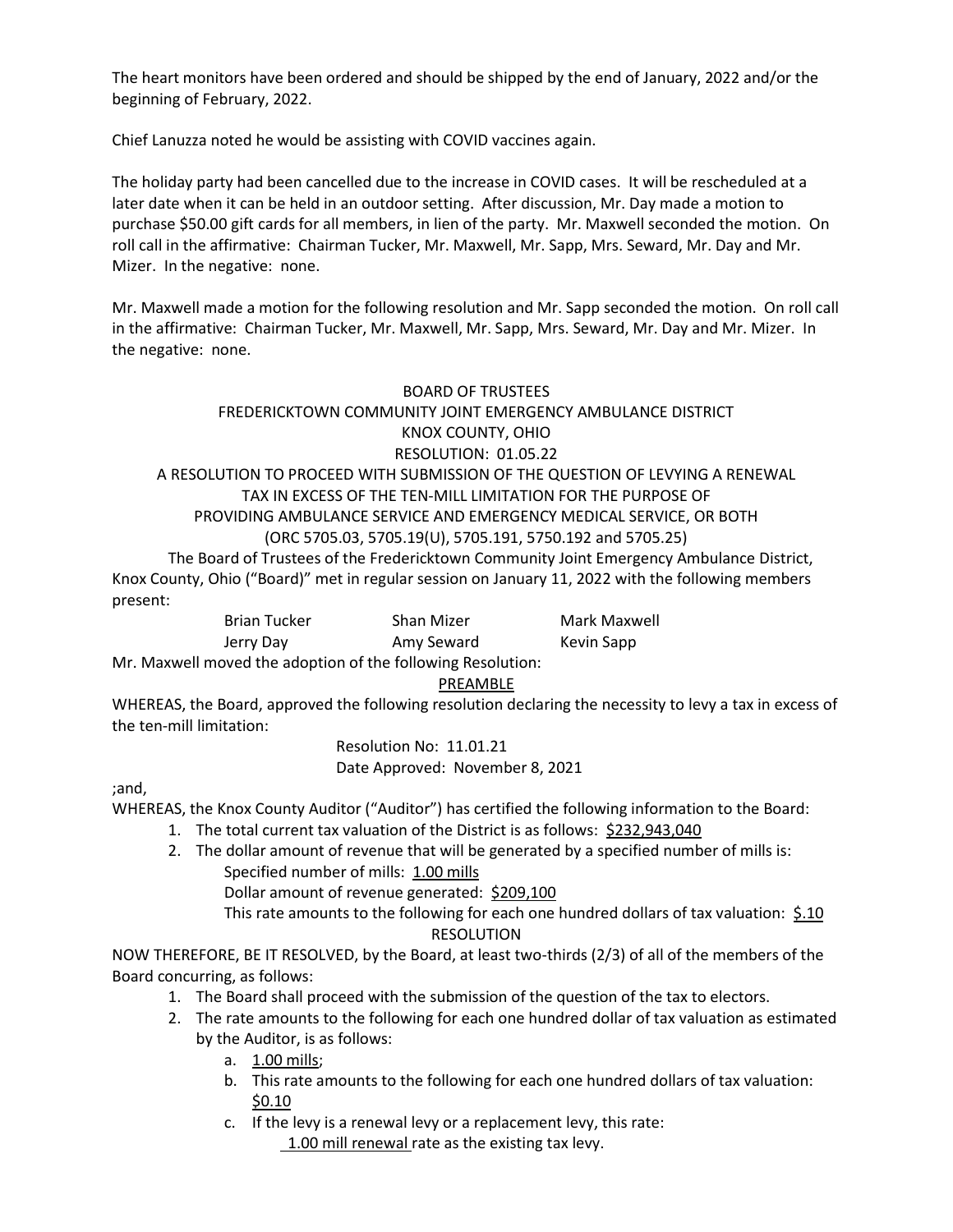The heart monitors have been ordered and should be shipped by the end of January, 2022 and/or the beginning of February, 2022.

Chief Lanuzza noted he would be assisting with COVID vaccines again.

The holiday party had been cancelled due to the increase in COVID cases. It will be rescheduled at a later date when it can be held in an outdoor setting. After discussion, Mr. Day made a motion to purchase $50.00 gift cards for all members, in lien of the party. Mr. Maxwell seconded the motion. On roll call in the affirmative: Chairman Tucker, Mr. Maxwell, Mr. Sapp, Mrs. Seward, Mr. Day and Mr. Mizer. In the negative: none.

Mr. Maxwell made a motion for the following resolution and Mr. Sapp seconded the motion. On roll call in the affirmative: Chairman Tucker, Mr. Maxwell, Mr. Sapp, Mrs. Seward, Mr. Day and Mr. Mizer. In the negative: none.

BOARD OF TRUSTEES
FREDERICKTOWN COMMUNITY JOINT EMERGENCY AMBULANCE DISTRICT
KNOX COUNTY, OHIO
RESOLUTION: 01.05.22

A RESOLUTION TO PROCEED WITH SUBMISSION OF THE QUESTION OF LEVYING A RENEWAL TAX IN EXCESS OF THE TEN-MILL LIMITATION FOR THE PURPOSE OF PROVIDING AMBULANCE SERVICE AND EMERGENCY MEDICAL SERVICE, OR BOTH
(ORC 5705.03, 5705.19(U), 5705.191, 5750.192 and 5705.25)

The Board of Trustees of the Fredericktown Community Joint Emergency Ambulance District, Knox County, Ohio ("Board") met in regular session on January 11, 2022 with the following members present:

| Brian Tucker | Shan Mizer | Mark Maxwell |
|---|---|---|
| Jerry Day | Amy Seward | Kevin Sapp |

Mr. Maxwell moved the adoption of the following Resolution:

PREAMBLE

WHEREAS, the Board, approved the following resolution declaring the necessity to levy a tax in excess of the ten-mill limitation:

Resolution No: 11.01.21
Date Approved: November 8, 2021

;and,

WHEREAS, the Knox County Auditor ("Auditor") has certified the following information to the Board:

1. The total current tax valuation of the District is as follows: $232,943,040
2. The dollar amount of revenue that will be generated by a specified number of mills is:
   Specified number of mills: 1.00 mills
   Dollar amount of revenue generated: $209,100
   This rate amounts to the following for each one hundred dollars of tax valuation: $.10

RESOLUTION

NOW THEREFORE, BE IT RESOLVED, by the Board, at least two-thirds (2/3) of all of the members of the Board concurring, as follows:

1. The Board shall proceed with the submission of the question of the tax to electors.
2. The rate amounts to the following for each one hundred dollar of tax valuation as estimated by the Auditor, is as follows:
   a. 1.00 mills;
   b. This rate amounts to the following for each one hundred dollars of tax valuation: $0.10
   c. If the levy is a renewal levy or a replacement levy, this rate:
      1.00 mill renewal rate as the existing tax levy.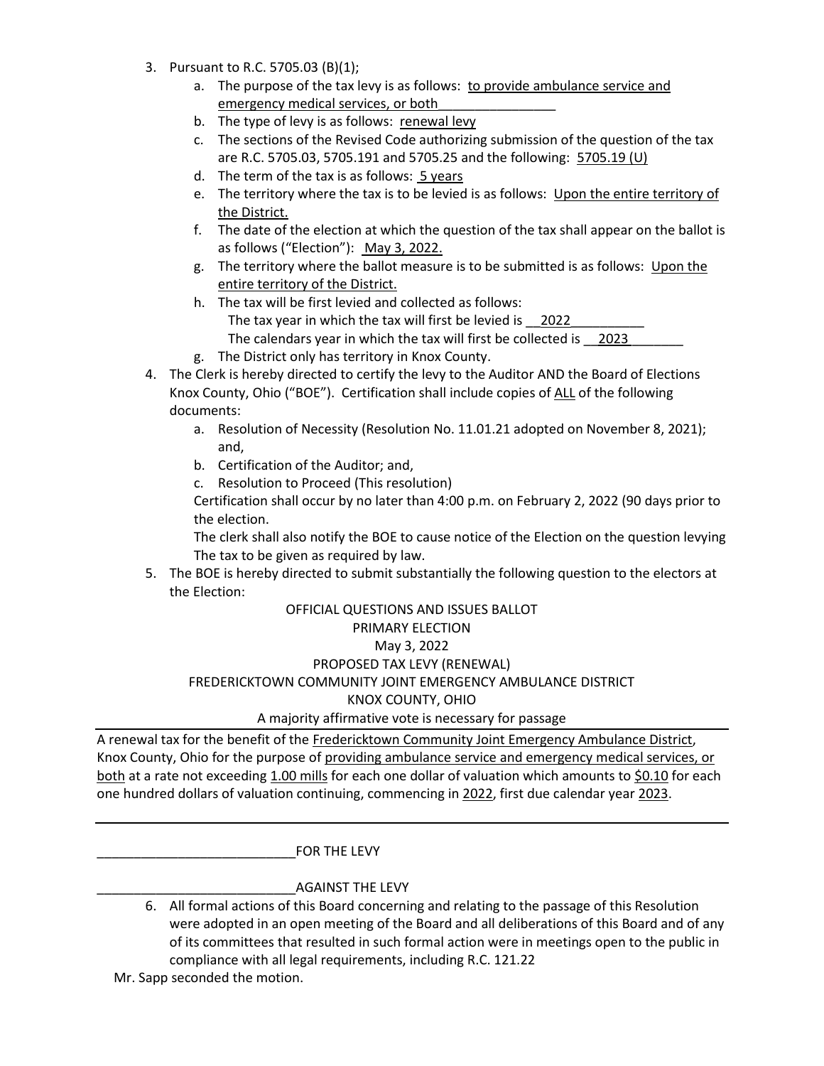3. Pursuant to R.C. 5705.03 (B)(1);
   a. The purpose of the tax levy is as follows: to provide ambulance service and emergency medical services, or both
   b. The type of levy is as follows: renewal levy
   c. The sections of the Revised Code authorizing submission of the question of the tax are R.C. 5705.03, 5705.191 and 5705.25 and the following: 5705.19 (U)
   d. The term of the tax is as follows: 5 years
   e. The territory where the tax is to be levied is as follows: Upon the entire territory of the District.
   f. The date of the election at which the question of the tax shall appear on the ballot is as follows ("Election"): May 3, 2022.
   g. The territory where the ballot measure is to be submitted is as follows: Upon the entire territory of the District.
   h. The tax will be first levied and collected as follows:
      The tax year in which the tax will first be levied is 2022
      The calendars year in which the tax will first be collected is 2023
   g. The District only has territory in Knox County.
4. The Clerk is hereby directed to certify the levy to the Auditor AND the Board of Elections Knox County, Ohio ("BOE"). Certification shall include copies of ALL of the following documents:
   a. Resolution of Necessity (Resolution No. 11.01.21 adopted on November 8, 2021); and,
   b. Certification of the Auditor; and,
   c. Resolution to Proceed (This resolution)

   Certification shall occur by no later than 4:00 p.m. on February 2, 2022 (90 days prior to the election.

   The clerk shall also notify the BOE to cause notice of the Election on the question levying The tax to be given as required by law.
5. The BOE is hereby directed to submit substantially the following question to the electors at the Election:

OFFICIAL QUESTIONS AND ISSUES BALLOT
PRIMARY ELECTION
May 3, 2022
PROPOSED TAX LEVY (RENEWAL)
FREDERICKTOWN COMMUNITY JOINT EMERGENCY AMBULANCE DISTRICT
KNOX COUNTY, OHIO
A majority affirmative vote is necessary for passage

---

A renewal tax for the benefit of the Fredericktown Community Joint Emergency Ambulance District, Knox County, Ohio for the purpose of providing ambulance service and emergency medical services, or both at a rate not exceeding 1.00 mills for each one dollar of valuation which amounts to $0.10 for each one hundred dollars of valuation continuing, commencing in 2022, first due calendar year 2023.

---

___________________________FOR THE LEVY

___________________________AGAINST THE LEVY

6. All formal actions of this Board concerning and relating to the passage of this Resolution were adopted in an open meeting of the Board and all deliberations of this Board and of any of its committees that resulted in such formal action were in meetings open to the public in compliance with all legal requirements, including R.C. 121.22

Mr. Sapp seconded the motion.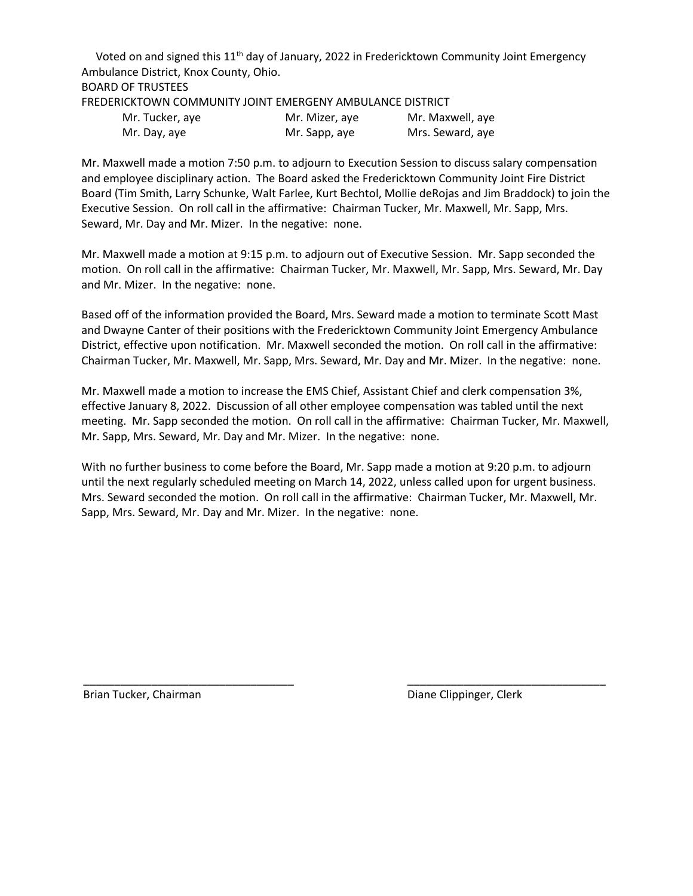Voted on and signed this 11th day of January, 2022 in Fredericktown Community Joint Emergency Ambulance District, Knox County, Ohio.

BOARD OF TRUSTEES

FREDERICKTOWN COMMUNITY JOINT EMERGENY AMBULANCE DISTRICT

| | | |
|---|---|---|
| Mr. Tucker, aye | Mr. Mizer, aye | Mr. Maxwell, aye |
| Mr. Day, aye | Mr. Sapp, aye | Mrs. Seward, aye |

Mr. Maxwell made a motion 7:50 p.m. to adjourn to Execution Session to discuss salary compensation and employee disciplinary action. The Board asked the Fredericktown Community Joint Fire District Board (Tim Smith, Larry Schunke, Walt Farlee, Kurt Bechtol, Mollie deRojas and Jim Braddock) to join the Executive Session. On roll call in the affirmative: Chairman Tucker, Mr. Maxwell, Mr. Sapp, Mrs. Seward, Mr. Day and Mr. Mizer. In the negative: none.

Mr. Maxwell made a motion at 9:15 p.m. to adjourn out of Executive Session. Mr. Sapp seconded the motion. On roll call in the affirmative: Chairman Tucker, Mr. Maxwell, Mr. Sapp, Mrs. Seward, Mr. Day and Mr. Mizer. In the negative: none.

Based off of the information provided the Board, Mrs. Seward made a motion to terminate Scott Mast and Dwayne Canter of their positions with the Fredericktown Community Joint Emergency Ambulance District, effective upon notification. Mr. Maxwell seconded the motion. On roll call in the affirmative: Chairman Tucker, Mr. Maxwell, Mr. Sapp, Mrs. Seward, Mr. Day and Mr. Mizer. In the negative: none.

Mr. Maxwell made a motion to increase the EMS Chief, Assistant Chief and clerk compensation 3%, effective January 8, 2022. Discussion of all other employee compensation was tabled until the next meeting. Mr. Sapp seconded the motion. On roll call in the affirmative: Chairman Tucker, Mr. Maxwell, Mr. Sapp, Mrs. Seward, Mr. Day and Mr. Mizer. In the negative: none.

With no further business to come before the Board, Mr. Sapp made a motion at 9:20 p.m. to adjourn until the next regularly scheduled meeting on March 14, 2022, unless called upon for urgent business. Mrs. Seward seconded the motion. On roll call in the affirmative: Chairman Tucker, Mr. Maxwell, Mr. Sapp, Mrs. Seward, Mr. Day and Mr. Mizer. In the negative: none.

| | |
|---|---|
| ______________________________ | ______________________________ |
| Brian Tucker, Chairman | Diane Clippinger, Clerk |